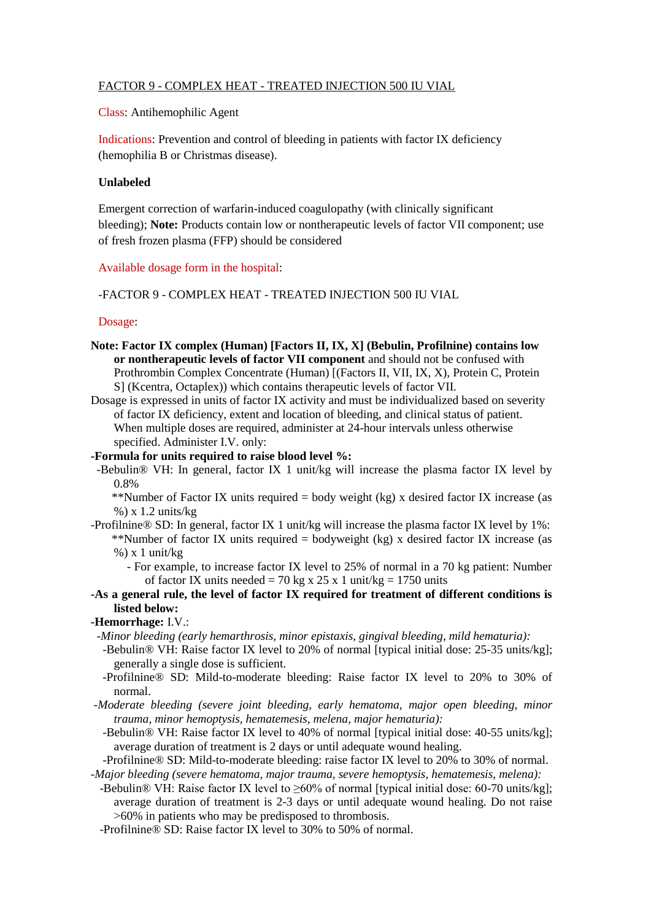FACTOR 9 - COMPLEX HEAT - TREATED INJECTION 500 IU VIAL

Class: Antihemophilic Agent

Indications: Prevention and control of bleeding in patients with factor IX deficiency (hemophilia B or Christmas disease).

**Unlabeled**

Emergent correction of warfarin-induced coagulopathy (with clinically significant bleeding); **Note:** Products contain low or nontherapeutic levels of factor VII component; use of fresh frozen plasma (FFP) should be considered

Available dosage form in the hospital:

-FACTOR 9 - COMPLEX HEAT - TREATED INJECTION 500 IU VIAL

Dosage:

**Note: Factor IX complex (Human) [Factors II, IX, X] (Bebulin, Profilnine) contains low or nontherapeutic levels of factor VII component** and should not be confused with Prothrombin Complex Concentrate (Human) [(Factors II, VII, IX, X), Protein C, Protein S] (Kcentra, Octaplex)) which contains therapeutic levels of factor VII.

Dosage is expressed in units of factor IX activity and must be individualized based on severity of factor IX deficiency, extent and location of bleeding, and clinical status of patient. When multiple doses are required, administer at 24-hour intervals unless otherwise specified. Administer I.V. only:

**-Formula for units required to raise blood level %:**

-Bebulin® VH: In general, factor IX 1 unit/kg will increase the plasma factor IX level by 0.8%

**Number of Factor IX units required = body weight (kg) x desired factor IX increase (as %) x 1.2 units/kg

-Profilnine® SD: In general, factor IX 1 unit/kg will increase the plasma factor IX level by 1%:

**Number of factor IX units required = bodyweight (kg) x desired factor IX increase (as %) x 1 unit/kg

- For example, to increase factor IX level to 25% of normal in a 70 kg patient: Number of factor IX units needed = 70 kg x 25 x 1 unit/kg = 1750 units

**-As a general rule, the level of factor IX required for treatment of different conditions is listed below:**

**-Hemorrhage:** I.V.:

-*Minor bleeding (early hemarthrosis, minor epistaxis, gingival bleeding, mild hematuria):*

-Bebulin® VH: Raise factor IX level to 20% of normal [typical initial dose: 25-35 units/kg]; generally a single dose is sufficient.

-Profilnine® SD: Mild-to-moderate bleeding: Raise factor IX level to 20% to 30% of normal.

-*Moderate bleeding (severe joint bleeding, early hematoma, major open bleeding, minor trauma, minor hemoptysis, hematemesis, melena, major hematuria):*

-Bebulin® VH: Raise factor IX level to 40% of normal [typical initial dose: 40-55 units/kg]; average duration of treatment is 2 days or until adequate wound healing.

-Profilnine® SD: Mild-to-moderate bleeding: raise factor IX level to 20% to 30% of normal.

-*Major bleeding (severe hematoma, major trauma, severe hemoptysis, hematemesis, melena):*

-Bebulin® VH: Raise factor IX level to ≥60% of normal [typical initial dose: 60-70 units/kg]; average duration of treatment is 2-3 days or until adequate wound healing. Do not raise >60% in patients who may be predisposed to thrombosis.

-Profilnine® SD: Raise factor IX level to 30% to 50% of normal.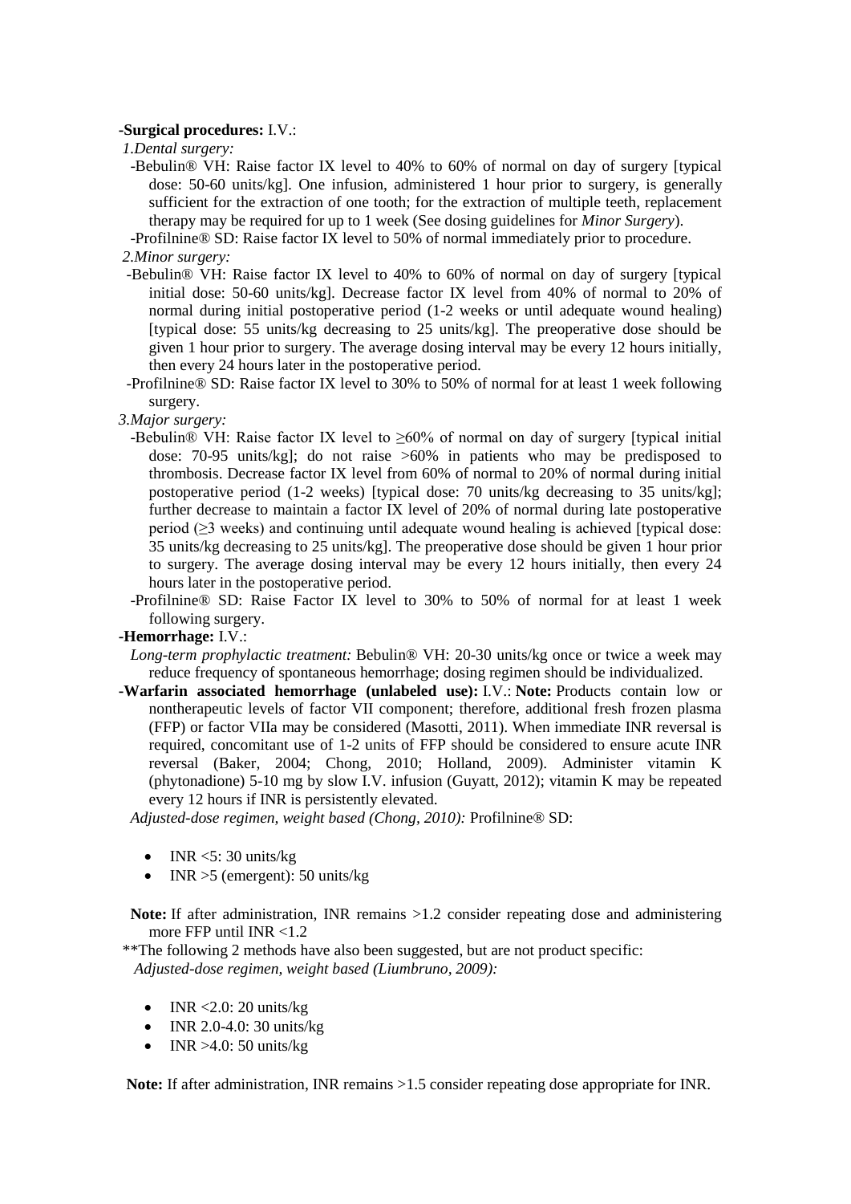**-Surgical procedures:** I.V.:

*1.Dental surgery:*

-Bebulin® VH: Raise factor IX level to 40% to 60% of normal on day of surgery [typical dose: 50-60 units/kg]. One infusion, administered 1 hour prior to surgery, is generally sufficient for the extraction of one tooth; for the extraction of multiple teeth, replacement therapy may be required for up to 1 week (See dosing guidelines for *Minor Surgery*).

-Profilnine® SD: Raise factor IX level to 50% of normal immediately prior to procedure.

*2.Minor surgery:*

-Bebulin® VH: Raise factor IX level to 40% to 60% of normal on day of surgery [typical initial dose: 50-60 units/kg]. Decrease factor IX level from 40% of normal to 20% of normal during initial postoperative period (1-2 weeks or until adequate wound healing) [typical dose: 55 units/kg decreasing to 25 units/kg]. The preoperative dose should be given 1 hour prior to surgery. The average dosing interval may be every 12 hours initially, then every 24 hours later in the postoperative period.

-Profilnine® SD: Raise factor IX level to 30% to 50% of normal for at least 1 week following surgery.

*3.Major surgery:*

-Bebulin® VH: Raise factor IX level to ≥60% of normal on day of surgery [typical initial dose: 70-95 units/kg]; do not raise >60% in patients who may be predisposed to thrombosis. Decrease factor IX level from 60% of normal to 20% of normal during initial postoperative period (1-2 weeks) [typical dose: 70 units/kg decreasing to 35 units/kg]; further decrease to maintain a factor IX level of 20% of normal during late postoperative period (≥3 weeks) and continuing until adequate wound healing is achieved [typical dose: 35 units/kg decreasing to 25 units/kg]. The preoperative dose should be given 1 hour prior to surgery. The average dosing interval may be every 12 hours initially, then every 24 hours later in the postoperative period.

-Profilnine® SD: Raise Factor IX level to 30% to 50% of normal for at least 1 week following surgery.

**-Hemorrhage:** I.V.:

*Long-term prophylactic treatment:* Bebulin® VH: 20-30 units/kg once or twice a week may reduce frequency of spontaneous hemorrhage; dosing regimen should be individualized.

**-Warfarin associated hemorrhage (unlabeled use):** I.V.: **Note:** Products contain low or nontherapeutic levels of factor VII component; therefore, additional fresh frozen plasma (FFP) or factor VIIa may be considered (Masotti, 2011). When immediate INR reversal is required, concomitant use of 1-2 units of FFP should be considered to ensure acute INR reversal (Baker, 2004; Chong, 2010; Holland, 2009). Administer vitamin K (phytonadione) 5-10 mg by slow I.V. infusion (Guyatt, 2012); vitamin K may be repeated every 12 hours if INR is persistently elevated.

*Adjusted-dose regimen, weight based (Chong, 2010):* Profilnine® SD:

- INR <5: 30 units/kg
- INR >5 (emergent): 50 units/kg

**Note:** If after administration, INR remains >1.2 consider repeating dose and administering more FFP until INR <1.2

**The following 2 methods have also been suggested, but are not product specific:

*Adjusted-dose regimen, weight based (Liumbruno, 2009):*

- INR <2.0: 20 units/kg
- INR 2.0-4.0: 30 units/kg
- INR >4.0: 50 units/kg

**Note:** If after administration, INR remains >1.5 consider repeating dose appropriate for INR.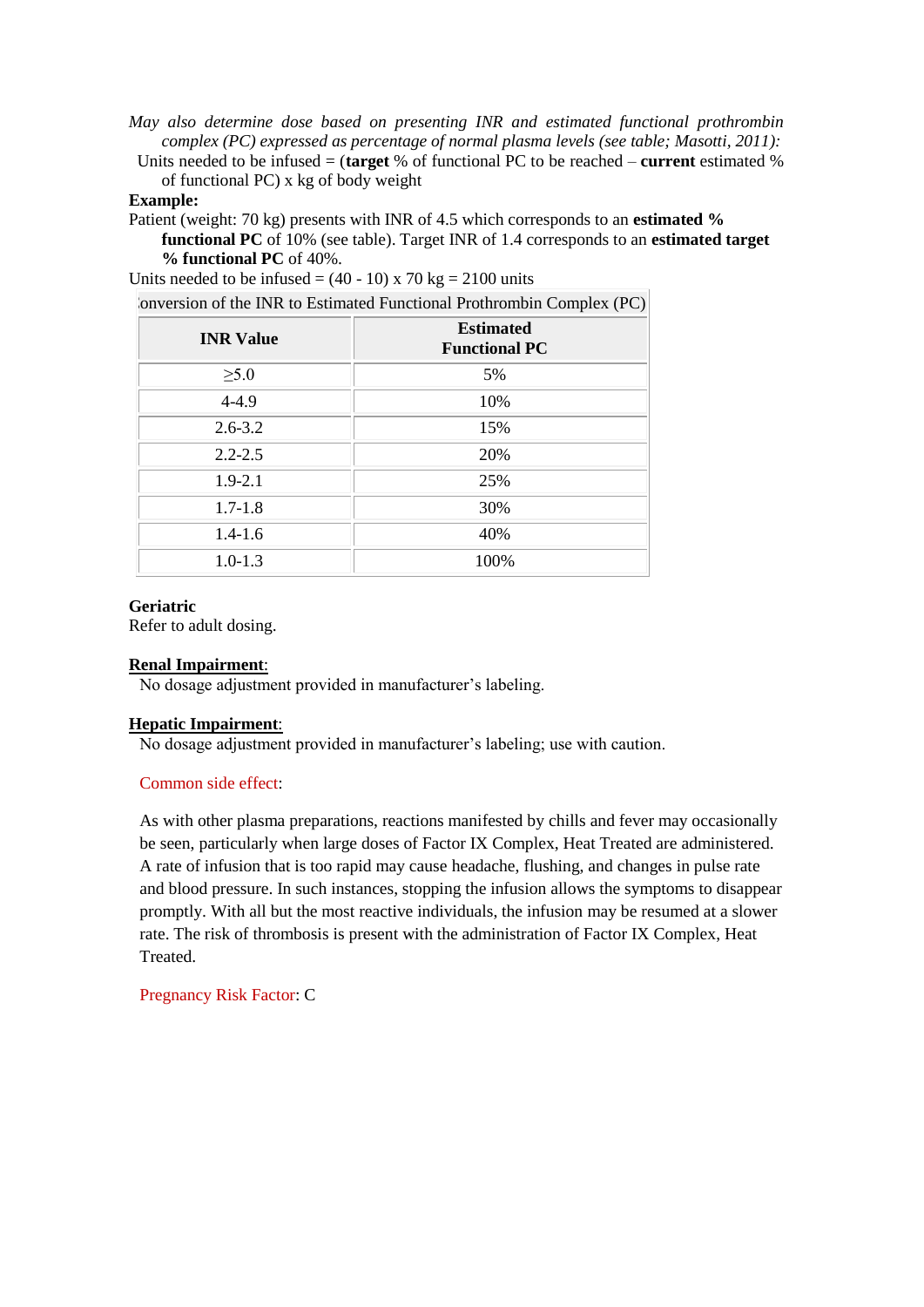*May also determine dose based on presenting INR and estimated functional prothrombin complex (PC) expressed as percentage of normal plasma levels (see table; Masotti, 2011):*

Units needed to be infused = (**target** % of functional PC to be reached – **current** estimated % of functional PC) x kg of body weight

**Example:**

Patient (weight: 70 kg) presents with INR of 4.5 which corresponds to an **estimated % functional PC** of 10% (see table). Target INR of 1.4 corresponds to an **estimated target % functional PC** of 40%.

Units needed to be infused = (40 - 10) x 70 kg = 2100 units

Conversion of the INR to Estimated Functional Prothrombin Complex (PC)

| INR Value | Estimated Functional PC |
|---|---|
| ≥5.0 | 5% |
| 4-4.9 | 10% |
| 2.6-3.2 | 15% |
| 2.2-2.5 | 20% |
| 1.9-2.1 | 25% |
| 1.7-1.8 | 30% |
| 1.4-1.6 | 40% |
| 1.0-1.3 | 100% |

**Geriatric**

Refer to adult dosing.

**Renal Impairment**:

No dosage adjustment provided in manufacturer's labeling.

**Hepatic Impairment**:

No dosage adjustment provided in manufacturer's labeling; use with caution.

Common side effect:

As with other plasma preparations, reactions manifested by chills and fever may occasionally be seen, particularly when large doses of Factor IX Complex, Heat Treated are administered. A rate of infusion that is too rapid may cause headache, flushing, and changes in pulse rate and blood pressure. In such instances, stopping the infusion allows the symptoms to disappear promptly. With all but the most reactive individuals, the infusion may be resumed at a slower rate. The risk of thrombosis is present with the administration of Factor IX Complex, Heat Treated.

Pregnancy Risk Factor: C